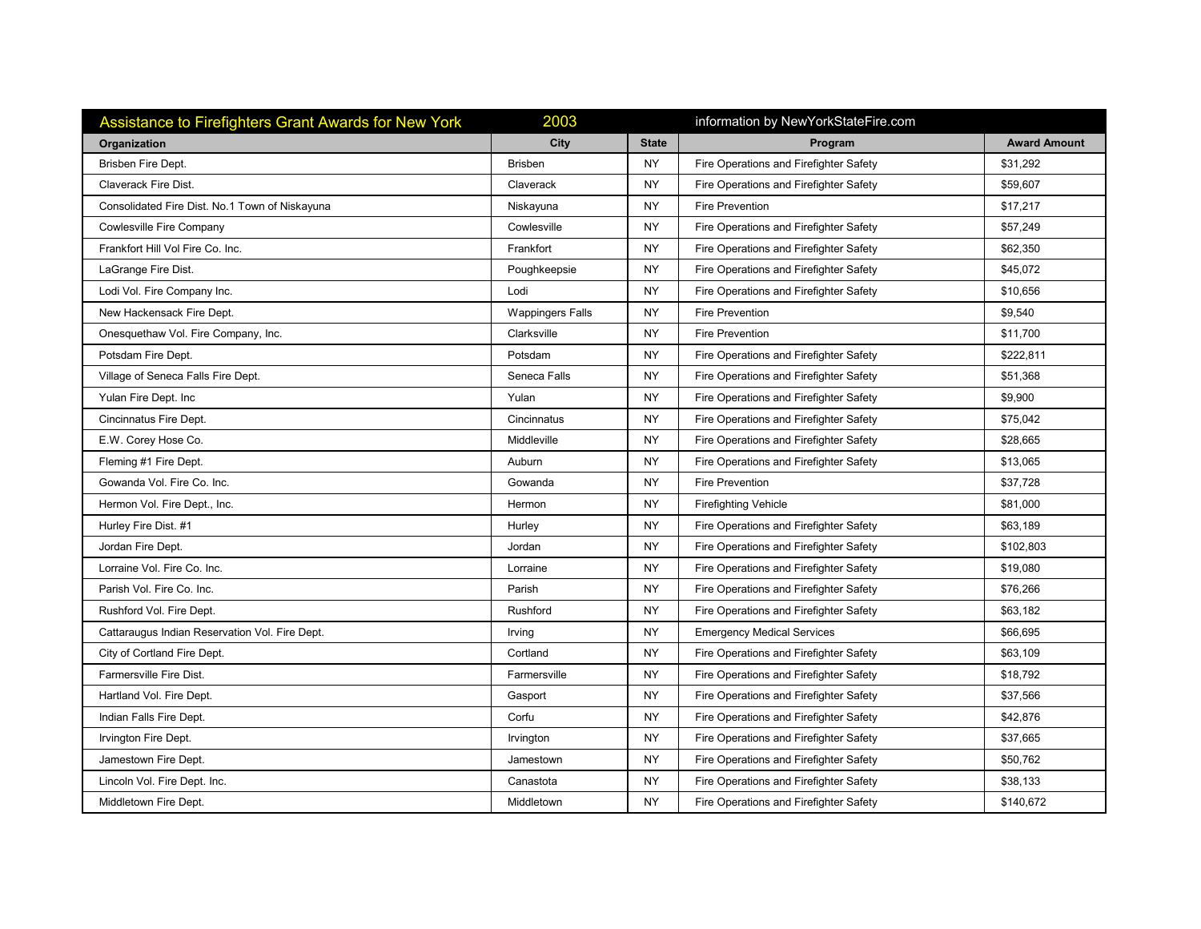## Assistance to Firefighters Grant Awards for New York — 2003 — information by NewYorkStateFire.com

| Organization | City | State | Program | Award Amount |
|---|---|---|---|---|
| Brisben Fire Dept. | Brisben | NY | Fire Operations and Firefighter Safety | $31,292 |
| Claverack Fire Dist. | Claverack | NY | Fire Operations and Firefighter Safety | $59,607 |
| Consolidated Fire Dist. No.1 Town of Niskayuna | Niskayuna | NY | Fire Prevention | $17,217 |
| Cowlesville Fire Company | Cowlesville | NY | Fire Operations and Firefighter Safety | $57,249 |
| Frankfort Hill Vol Fire Co. Inc. | Frankfort | NY | Fire Operations and Firefighter Safety | $62,350 |
| LaGrange Fire Dist. | Poughkeepsie | NY | Fire Operations and Firefighter Safety | $45,072 |
| Lodi Vol. Fire Company Inc. | Lodi | NY | Fire Operations and Firefighter Safety | $10,656 |
| New Hackensack Fire Dept. | Wappingers Falls | NY | Fire Prevention | $9,540 |
| Onesquethaw Vol. Fire Company, Inc. | Clarksville | NY | Fire Prevention | $11,700 |
| Potsdam Fire Dept. | Potsdam | NY | Fire Operations and Firefighter Safety | $222,811 |
| Village of Seneca Falls Fire Dept. | Seneca Falls | NY | Fire Operations and Firefighter Safety | $51,368 |
| Yulan Fire Dept. Inc | Yulan | NY | Fire Operations and Firefighter Safety | $9,900 |
| Cincinnatus Fire Dept. | Cincinnatus | NY | Fire Operations and Firefighter Safety | $75,042 |
| E.W. Corey Hose Co. | Middleville | NY | Fire Operations and Firefighter Safety | $28,665 |
| Fleming #1 Fire Dept. | Auburn | NY | Fire Operations and Firefighter Safety | $13,065 |
| Gowanda Vol. Fire Co. Inc. | Gowanda | NY | Fire Prevention | $37,728 |
| Hermon Vol. Fire Dept., Inc. | Hermon | NY | Firefighting Vehicle | $81,000 |
| Hurley Fire Dist. #1 | Hurley | NY | Fire Operations and Firefighter Safety | $63,189 |
| Jordan Fire Dept. | Jordan | NY | Fire Operations and Firefighter Safety | $102,803 |
| Lorraine Vol. Fire Co. Inc. | Lorraine | NY | Fire Operations and Firefighter Safety | $19,080 |
| Parish Vol. Fire Co. Inc. | Parish | NY | Fire Operations and Firefighter Safety | $76,266 |
| Rushford Vol. Fire Dept. | Rushford | NY | Fire Operations and Firefighter Safety | $63,182 |
| Cattaraugus Indian Reservation Vol. Fire Dept. | Irving | NY | Emergency Medical Services | $66,695 |
| City of Cortland Fire Dept. | Cortland | NY | Fire Operations and Firefighter Safety | $63,109 |
| Farmersville Fire Dist. | Farmersville | NY | Fire Operations and Firefighter Safety | $18,792 |
| Hartland Vol. Fire Dept. | Gasport | NY | Fire Operations and Firefighter Safety | $37,566 |
| Indian Falls Fire Dept. | Corfu | NY | Fire Operations and Firefighter Safety | $42,876 |
| Irvington Fire Dept. | Irvington | NY | Fire Operations and Firefighter Safety | $37,665 |
| Jamestown Fire Dept. | Jamestown | NY | Fire Operations and Firefighter Safety | $50,762 |
| Lincoln Vol. Fire Dept. Inc. | Canastota | NY | Fire Operations and Firefighter Safety | $38,133 |
| Middletown Fire Dept. | Middletown | NY | Fire Operations and Firefighter Safety | $140,672 |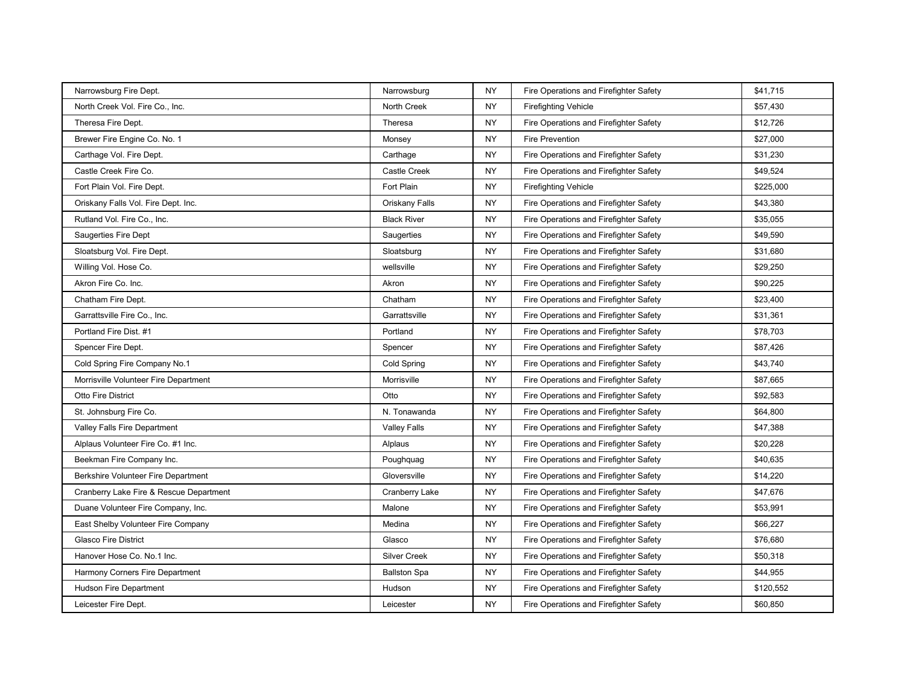| Narrowsburg Fire Dept. | Narrowsburg | NY | Fire Operations and Firefighter Safety | $41,715 |
|---|---|---|---|---|
| North Creek Vol. Fire Co., Inc. | North Creek | NY | Firefighting Vehicle | $57,430 |
| Theresa Fire Dept. | Theresa | NY | Fire Operations and Firefighter Safety | $12,726 |
| Brewer Fire Engine Co. No. 1 | Monsey | NY | Fire Prevention | $27,000 |
| Carthage Vol. Fire Dept. | Carthage | NY | Fire Operations and Firefighter Safety | $31,230 |
| Castle Creek Fire Co. | Castle Creek | NY | Fire Operations and Firefighter Safety | $49,524 |
| Fort Plain Vol. Fire Dept. | Fort Plain | NY | Firefighting Vehicle | $225,000 |
| Oriskany Falls Vol. Fire Dept. Inc. | Oriskany Falls | NY | Fire Operations and Firefighter Safety | $43,380 |
| Rutland Vol. Fire Co., Inc. | Black River | NY | Fire Operations and Firefighter Safety | $35,055 |
| Saugerties Fire Dept | Saugerties | NY | Fire Operations and Firefighter Safety | $49,590 |
| Sloatsburg Vol. Fire Dept. | Sloatsburg | NY | Fire Operations and Firefighter Safety | $31,680 |
| Willing Vol. Hose Co. | wellsville | NY | Fire Operations and Firefighter Safety | $29,250 |
| Akron Fire Co. Inc. | Akron | NY | Fire Operations and Firefighter Safety | $90,225 |
| Chatham Fire Dept. | Chatham | NY | Fire Operations and Firefighter Safety | $23,400 |
| Garrattsville Fire Co., Inc. | Garrattsville | NY | Fire Operations and Firefighter Safety | $31,361 |
| Portland Fire Dist. #1 | Portland | NY | Fire Operations and Firefighter Safety | $78,703 |
| Spencer Fire Dept. | Spencer | NY | Fire Operations and Firefighter Safety | $87,426 |
| Cold Spring Fire Company No.1 | Cold Spring | NY | Fire Operations and Firefighter Safety | $43,740 |
| Morrisville Volunteer Fire Department | Morrisville | NY | Fire Operations and Firefighter Safety | $87,665 |
| Otto Fire District | Otto | NY | Fire Operations and Firefighter Safety | $92,583 |
| St. Johnsburg Fire Co. | N. Tonawanda | NY | Fire Operations and Firefighter Safety | $64,800 |
| Valley Falls Fire Department | Valley Falls | NY | Fire Operations and Firefighter Safety | $47,388 |
| Alplaus Volunteer Fire Co. #1 Inc. | Alplaus | NY | Fire Operations and Firefighter Safety | $20,228 |
| Beekman Fire Company Inc. | Poughquag | NY | Fire Operations and Firefighter Safety | $40,635 |
| Berkshire Volunteer Fire Department | Gloversville | NY | Fire Operations and Firefighter Safety | $14,220 |
| Cranberry Lake Fire & Rescue Department | Cranberry Lake | NY | Fire Operations and Firefighter Safety | $47,676 |
| Duane Volunteer Fire Company, Inc. | Malone | NY | Fire Operations and Firefighter Safety | $53,991 |
| East Shelby Volunteer Fire Company | Medina | NY | Fire Operations and Firefighter Safety | $66,227 |
| Glasco Fire District | Glasco | NY | Fire Operations and Firefighter Safety | $76,680 |
| Hanover Hose Co. No.1 Inc. | Silver Creek | NY | Fire Operations and Firefighter Safety | $50,318 |
| Harmony Corners Fire Department | Ballston Spa | NY | Fire Operations and Firefighter Safety | $44,955 |
| Hudson Fire Department | Hudson | NY | Fire Operations and Firefighter Safety | $120,552 |
| Leicester Fire Dept. | Leicester | NY | Fire Operations and Firefighter Safety | $60,850 |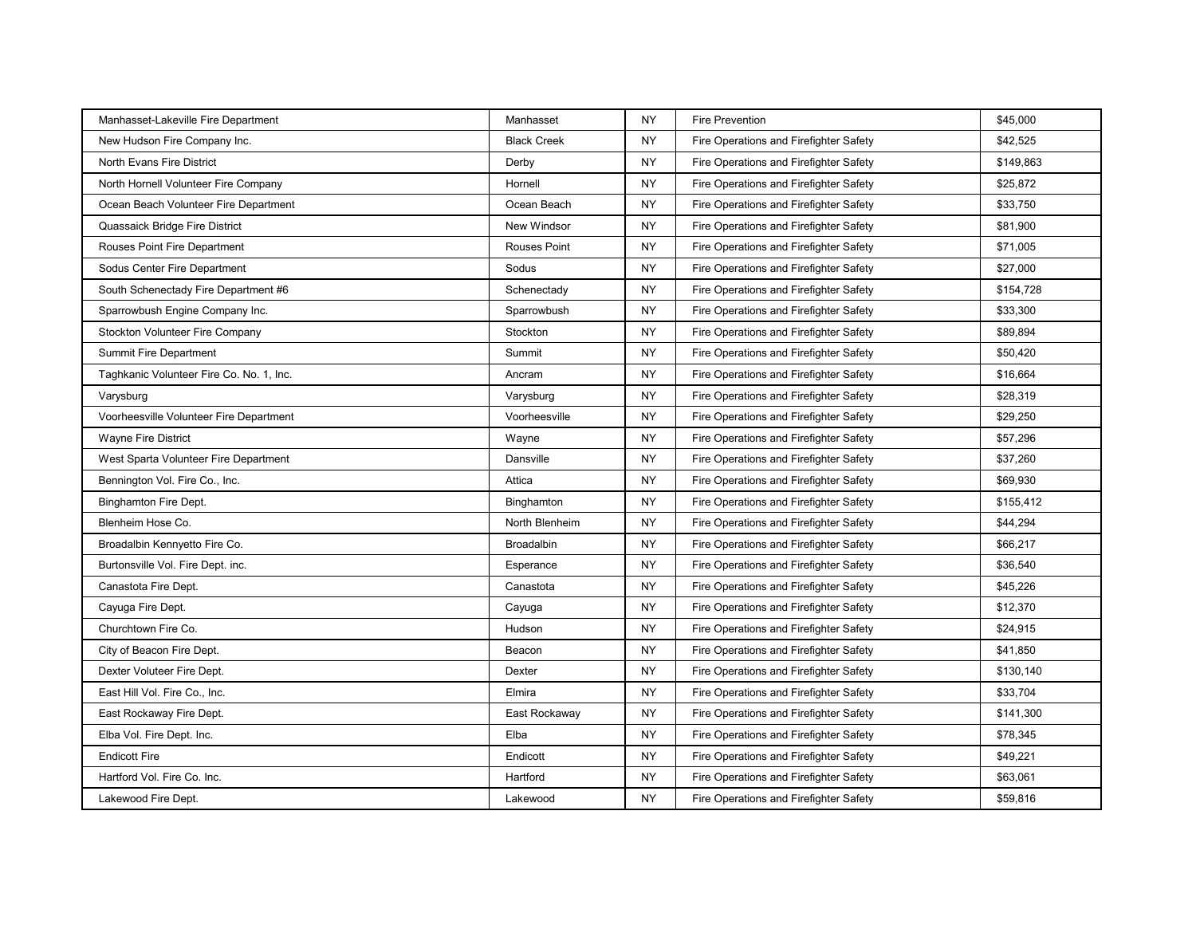| | | | | |
|---|---|---|---|---|
| Manhasset-Lakeville Fire Department | Manhasset | NY | Fire Prevention | $45,000 |
| New Hudson Fire Company Inc. | Black Creek | NY | Fire Operations and Firefighter Safety | $42,525 |
| North Evans Fire District | Derby | NY | Fire Operations and Firefighter Safety | $149,863 |
| North Hornell Volunteer Fire Company | Hornell | NY | Fire Operations and Firefighter Safety | $25,872 |
| Ocean Beach Volunteer Fire Department | Ocean Beach | NY | Fire Operations and Firefighter Safety | $33,750 |
| Quassaick Bridge Fire District | New Windsor | NY | Fire Operations and Firefighter Safety | $81,900 |
| Rouses Point Fire Department | Rouses Point | NY | Fire Operations and Firefighter Safety | $71,005 |
| Sodus Center Fire Department | Sodus | NY | Fire Operations and Firefighter Safety | $27,000 |
| South Schenectady Fire Department #6 | Schenectady | NY | Fire Operations and Firefighter Safety | $154,728 |
| Sparrowbush Engine Company Inc. | Sparrowbush | NY | Fire Operations and Firefighter Safety | $33,300 |
| Stockton Volunteer Fire Company | Stockton | NY | Fire Operations and Firefighter Safety | $89,894 |
| Summit Fire Department | Summit | NY | Fire Operations and Firefighter Safety | $50,420 |
| Taghkanic Volunteer Fire Co. No. 1, Inc. | Ancram | NY | Fire Operations and Firefighter Safety | $16,664 |
| Varysburg | Varysburg | NY | Fire Operations and Firefighter Safety | $28,319 |
| Voorheesville Volunteer Fire Department | Voorheesville | NY | Fire Operations and Firefighter Safety | $29,250 |
| Wayne Fire District | Wayne | NY | Fire Operations and Firefighter Safety | $57,296 |
| West Sparta Volunteer Fire Department | Dansville | NY | Fire Operations and Firefighter Safety | $37,260 |
| Bennington Vol. Fire Co., Inc. | Attica | NY | Fire Operations and Firefighter Safety | $69,930 |
| Binghamton Fire Dept. | Binghamton | NY | Fire Operations and Firefighter Safety | $155,412 |
| Blenheim Hose Co. | North Blenheim | NY | Fire Operations and Firefighter Safety | $44,294 |
| Broadalbin Kennyetto Fire Co. | Broadalbin | NY | Fire Operations and Firefighter Safety | $66,217 |
| Burtonsville Vol. Fire Dept. inc. | Esperance | NY | Fire Operations and Firefighter Safety | $36,540 |
| Canastota Fire Dept. | Canastota | NY | Fire Operations and Firefighter Safety | $45,226 |
| Cayuga Fire Dept. | Cayuga | NY | Fire Operations and Firefighter Safety | $12,370 |
| Churchtown Fire Co. | Hudson | NY | Fire Operations and Firefighter Safety | $24,915 |
| City of Beacon Fire Dept. | Beacon | NY | Fire Operations and Firefighter Safety | $41,850 |
| Dexter Voluteer Fire Dept. | Dexter | NY | Fire Operations and Firefighter Safety | $130,140 |
| East Hill Vol. Fire Co., Inc. | Elmira | NY | Fire Operations and Firefighter Safety | $33,704 |
| East Rockaway Fire Dept. | East Rockaway | NY | Fire Operations and Firefighter Safety | $141,300 |
| Elba Vol. Fire Dept. Inc. | Elba | NY | Fire Operations and Firefighter Safety | $78,345 |
| Endicott Fire | Endicott | NY | Fire Operations and Firefighter Safety | $49,221 |
| Hartford Vol. Fire Co. Inc. | Hartford | NY | Fire Operations and Firefighter Safety | $63,061 |
| Lakewood Fire Dept. | Lakewood | NY | Fire Operations and Firefighter Safety | $59,816 |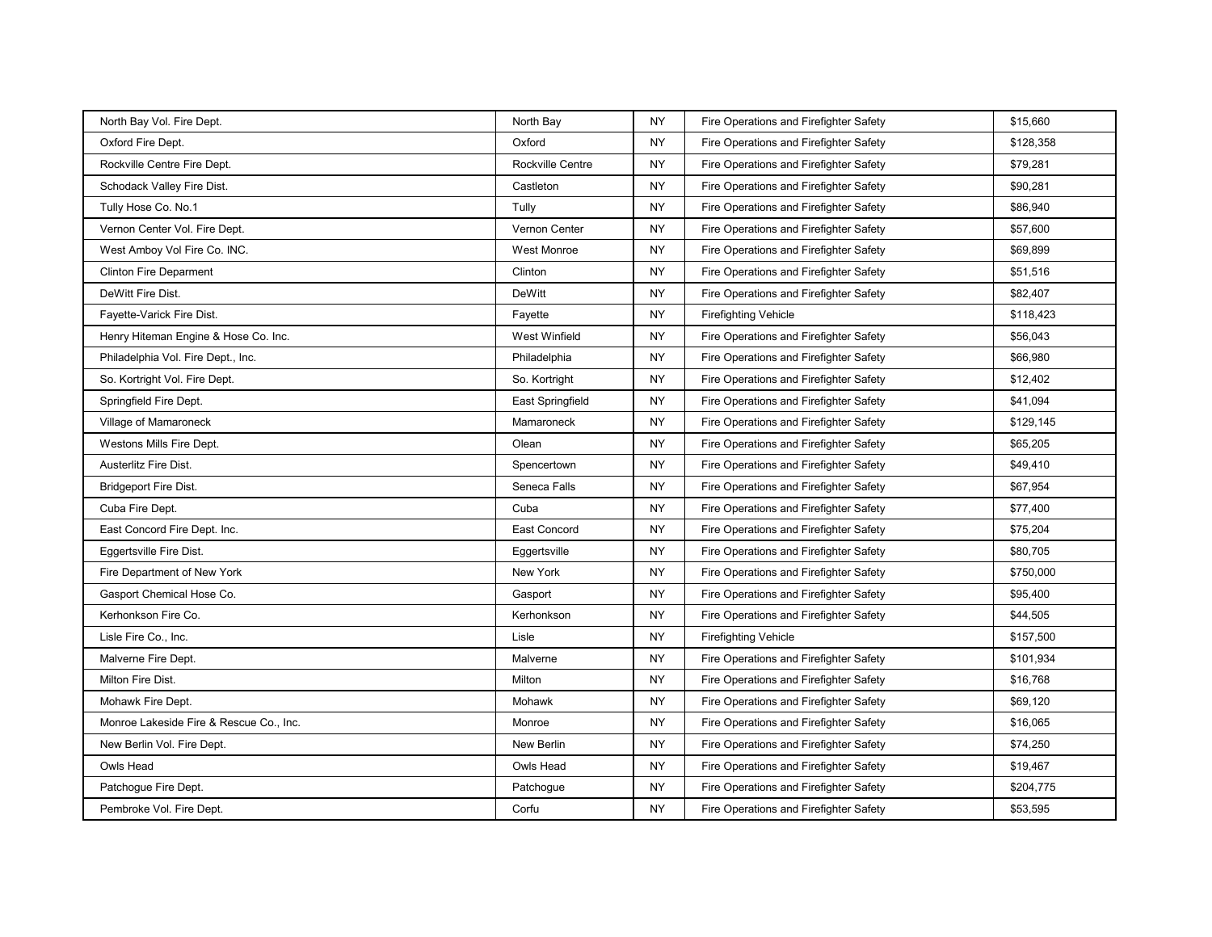| North Bay Vol. Fire Dept. | North Bay | NY | Fire Operations and Firefighter Safety | $15,660 |
|---|---|---|---|---|
| Oxford Fire Dept. | Oxford | NY | Fire Operations and Firefighter Safety | $128,358 |
| Rockville Centre Fire Dept. | Rockville Centre | NY | Fire Operations and Firefighter Safety | $79,281 |
| Schodack Valley Fire Dist. | Castleton | NY | Fire Operations and Firefighter Safety | $90,281 |
| Tully Hose Co. No.1 | Tully | NY | Fire Operations and Firefighter Safety | $86,940 |
| Vernon Center Vol. Fire Dept. | Vernon Center | NY | Fire Operations and Firefighter Safety | $57,600 |
| West Amboy Vol Fire Co. INC. | West Monroe | NY | Fire Operations and Firefighter Safety | $69,899 |
| Clinton Fire Deparment | Clinton | NY | Fire Operations and Firefighter Safety | $51,516 |
| DeWitt Fire Dist. | DeWitt | NY | Fire Operations and Firefighter Safety | $82,407 |
| Fayette-Varick Fire Dist. | Fayette | NY | Firefighting Vehicle | $118,423 |
| Henry Hiteman Engine & Hose Co. Inc. | West Winfield | NY | Fire Operations and Firefighter Safety | $56,043 |
| Philadelphia Vol. Fire Dept., Inc. | Philadelphia | NY | Fire Operations and Firefighter Safety | $66,980 |
| So. Kortright Vol. Fire Dept. | So. Kortright | NY | Fire Operations and Firefighter Safety | $12,402 |
| Springfield Fire Dept. | East Springfield | NY | Fire Operations and Firefighter Safety | $41,094 |
| Village of Mamaroneck | Mamaroneck | NY | Fire Operations and Firefighter Safety | $129,145 |
| Westons Mills Fire Dept. | Olean | NY | Fire Operations and Firefighter Safety | $65,205 |
| Austerlitz Fire Dist. | Spencertown | NY | Fire Operations and Firefighter Safety | $49,410 |
| Bridgeport Fire Dist. | Seneca Falls | NY | Fire Operations and Firefighter Safety | $67,954 |
| Cuba Fire Dept. | Cuba | NY | Fire Operations and Firefighter Safety | $77,400 |
| East Concord Fire Dept. Inc. | East Concord | NY | Fire Operations and Firefighter Safety | $75,204 |
| Eggertsville Fire Dist. | Eggertsville | NY | Fire Operations and Firefighter Safety | $80,705 |
| Fire Department of New York | New York | NY | Fire Operations and Firefighter Safety | $750,000 |
| Gasport Chemical Hose Co. | Gasport | NY | Fire Operations and Firefighter Safety | $95,400 |
| Kerhonkson Fire Co. | Kerhonkson | NY | Fire Operations and Firefighter Safety | $44,505 |
| Lisle Fire Co., Inc. | Lisle | NY | Firefighting Vehicle | $157,500 |
| Malverne Fire Dept. | Malverne | NY | Fire Operations and Firefighter Safety | $101,934 |
| Milton Fire Dist. | Milton | NY | Fire Operations and Firefighter Safety | $16,768 |
| Mohawk Fire Dept. | Mohawk | NY | Fire Operations and Firefighter Safety | $69,120 |
| Monroe Lakeside Fire & Rescue Co., Inc. | Monroe | NY | Fire Operations and Firefighter Safety | $16,065 |
| New Berlin Vol. Fire Dept. | New Berlin | NY | Fire Operations and Firefighter Safety | $74,250 |
| Owls Head | Owls Head | NY | Fire Operations and Firefighter Safety | $19,467 |
| Patchogue Fire Dept. | Patchogue | NY | Fire Operations and Firefighter Safety | $204,775 |
| Pembroke Vol. Fire Dept. | Corfu | NY | Fire Operations and Firefighter Safety | $53,595 |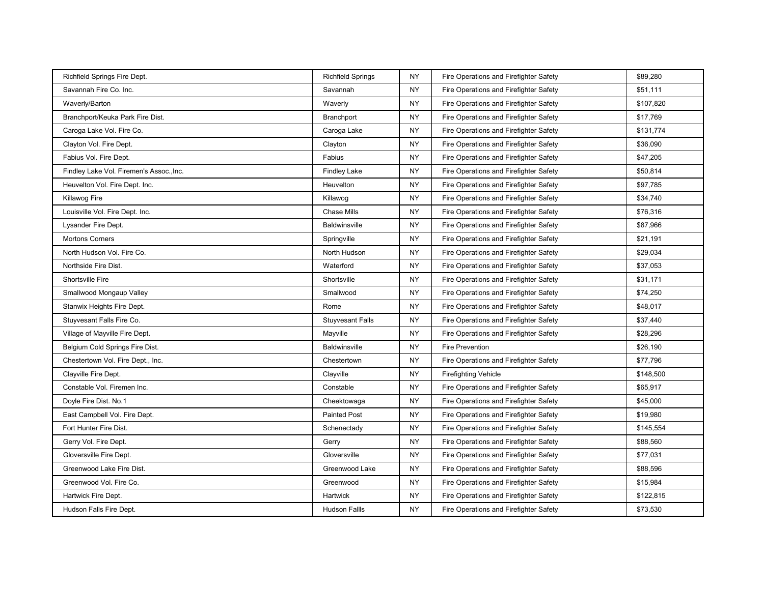| | | | | |
|---|---|---|---|---|
| Richfield Springs Fire Dept. | Richfield Springs | NY | Fire Operations and Firefighter Safety | $89,280 |
| Savannah Fire Co. Inc. | Savannah | NY | Fire Operations and Firefighter Safety | $51,111 |
| Waverly/Barton | Waverly | NY | Fire Operations and Firefighter Safety | $107,820 |
| Branchport/Keuka Park Fire Dist. | Branchport | NY | Fire Operations and Firefighter Safety | $17,769 |
| Caroga Lake Vol. Fire Co. | Caroga Lake | NY | Fire Operations and Firefighter Safety | $131,774 |
| Clayton Vol. Fire Dept. | Clayton | NY | Fire Operations and Firefighter Safety | $36,090 |
| Fabius Vol. Fire Dept. | Fabius | NY | Fire Operations and Firefighter Safety | $47,205 |
| Findley Lake Vol. Firemen's Assoc.,Inc. | Findley Lake | NY | Fire Operations and Firefighter Safety | $50,814 |
| Heuvelton Vol. Fire Dept. Inc. | Heuvelton | NY | Fire Operations and Firefighter Safety | $97,785 |
| Killawog Fire | Killawog | NY | Fire Operations and Firefighter Safety | $34,740 |
| Louisville Vol. Fire Dept. Inc. | Chase Mills | NY | Fire Operations and Firefighter Safety | $76,316 |
| Lysander Fire Dept. | Baldwinsville | NY | Fire Operations and Firefighter Safety | $87,966 |
| Mortons Corners | Springville | NY | Fire Operations and Firefighter Safety | $21,191 |
| North Hudson Vol. Fire Co. | North Hudson | NY | Fire Operations and Firefighter Safety | $29,034 |
| Northside Fire Dist. | Waterford | NY | Fire Operations and Firefighter Safety | $37,053 |
| Shortsville Fire | Shortsville | NY | Fire Operations and Firefighter Safety | $31,171 |
| Smallwood Mongaup Valley | Smallwood | NY | Fire Operations and Firefighter Safety | $74,250 |
| Stanwix Heights Fire Dept. | Rome | NY | Fire Operations and Firefighter Safety | $48,017 |
| Stuyvesant Falls Fire Co. | Stuyvesant Falls | NY | Fire Operations and Firefighter Safety | $37,440 |
| Village of Mayville Fire Dept. | Mayville | NY | Fire Operations and Firefighter Safety | $28,296 |
| Belgium Cold Springs Fire Dist. | Baldwinsville | NY | Fire Prevention | $26,190 |
| Chestertown Vol. Fire Dept., Inc. | Chestertown | NY | Fire Operations and Firefighter Safety | $77,796 |
| Clayville Fire Dept. | Clayville | NY | Firefighting Vehicle | $148,500 |
| Constable Vol. Firemen Inc. | Constable | NY | Fire Operations and Firefighter Safety | $65,917 |
| Doyle Fire Dist. No.1 | Cheektowaga | NY | Fire Operations and Firefighter Safety | $45,000 |
| East Campbell Vol. Fire Dept. | Painted Post | NY | Fire Operations and Firefighter Safety | $19,980 |
| Fort Hunter Fire Dist. | Schenectady | NY | Fire Operations and Firefighter Safety | $145,554 |
| Gerry Vol. Fire Dept. | Gerry | NY | Fire Operations and Firefighter Safety | $88,560 |
| Gloversville Fire Dept. | Gloversville | NY | Fire Operations and Firefighter Safety | $77,031 |
| Greenwood Lake Fire Dist. | Greenwood Lake | NY | Fire Operations and Firefighter Safety | $88,596 |
| Greenwood Vol. Fire Co. | Greenwood | NY | Fire Operations and Firefighter Safety | $15,984 |
| Hartwick Fire Dept. | Hartwick | NY | Fire Operations and Firefighter Safety | $122,815 |
| Hudson Falls Fire Dept. | Hudson Fallls | NY | Fire Operations and Firefighter Safety | $73,530 |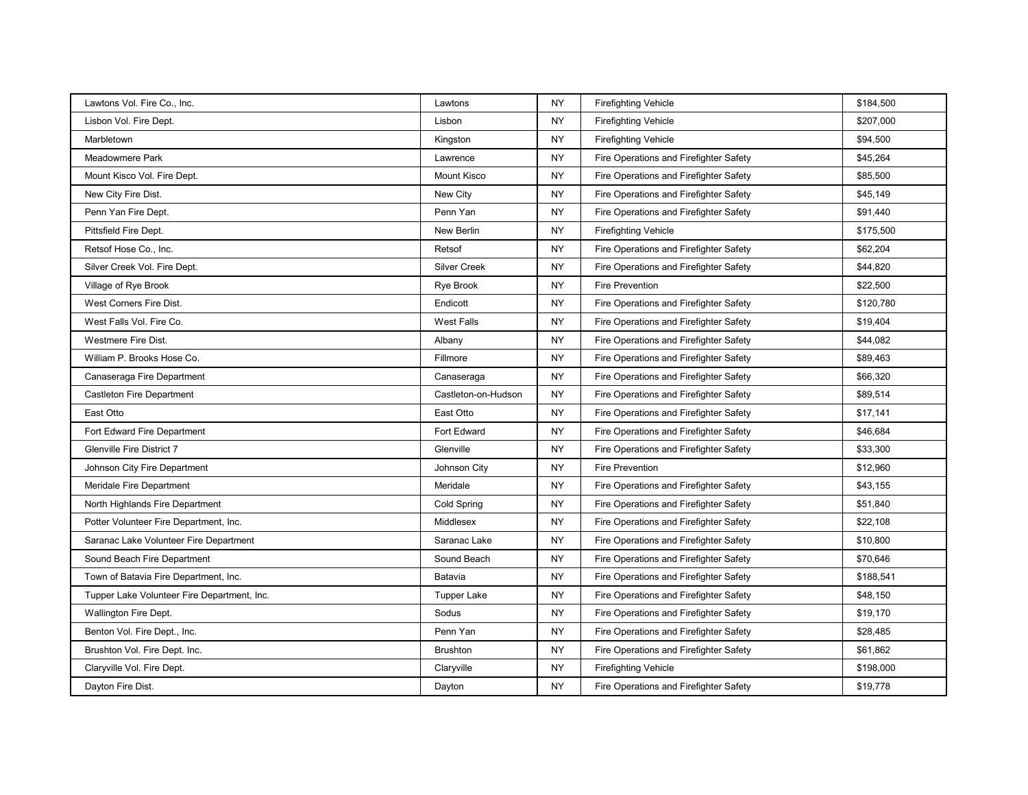| | | | | |
|---|---|---|---|---|
| Lawtons Vol. Fire Co., Inc. | Lawtons | NY | Firefighting Vehicle | $184,500 |
| Lisbon Vol. Fire Dept. | Lisbon | NY | Firefighting Vehicle | $207,000 |
| Marbletown | Kingston | NY | Firefighting Vehicle | $94,500 |
| Meadowmere Park | Lawrence | NY | Fire Operations and Firefighter Safety | $45,264 |
| Mount Kisco Vol. Fire Dept. | Mount Kisco | NY | Fire Operations and Firefighter Safety | $85,500 |
| New City Fire Dist. | New City | NY | Fire Operations and Firefighter Safety | $45,149 |
| Penn Yan Fire Dept. | Penn Yan | NY | Fire Operations and Firefighter Safety | $91,440 |
| Pittsfield Fire Dept. | New Berlin | NY | Firefighting Vehicle | $175,500 |
| Retsof Hose Co., Inc. | Retsof | NY | Fire Operations and Firefighter Safety | $62,204 |
| Silver Creek Vol. Fire Dept. | Silver Creek | NY | Fire Operations and Firefighter Safety | $44,820 |
| Village of Rye Brook | Rye Brook | NY | Fire Prevention | $22,500 |
| West Corners Fire Dist. | Endicott | NY | Fire Operations and Firefighter Safety | $120,780 |
| West Falls Vol. Fire Co. | West Falls | NY | Fire Operations and Firefighter Safety | $19,404 |
| Westmere Fire Dist. | Albany | NY | Fire Operations and Firefighter Safety | $44,082 |
| William P. Brooks Hose Co. | Fillmore | NY | Fire Operations and Firefighter Safety | $89,463 |
| Canaseraga Fire Department | Canaseraga | NY | Fire Operations and Firefighter Safety | $66,320 |
| Castleton Fire Department | Castleton-on-Hudson | NY | Fire Operations and Firefighter Safety | $89,514 |
| East Otto | East Otto | NY | Fire Operations and Firefighter Safety | $17,141 |
| Fort Edward Fire Department | Fort Edward | NY | Fire Operations and Firefighter Safety | $46,684 |
| Glenville Fire District 7 | Glenville | NY | Fire Operations and Firefighter Safety | $33,300 |
| Johnson City Fire Department | Johnson City | NY | Fire Prevention | $12,960 |
| Meridale Fire Department | Meridale | NY | Fire Operations and Firefighter Safety | $43,155 |
| North Highlands Fire Department | Cold Spring | NY | Fire Operations and Firefighter Safety | $51,840 |
| Potter Volunteer Fire Department, Inc. | Middlesex | NY | Fire Operations and Firefighter Safety | $22,108 |
| Saranac Lake Volunteer Fire Department | Saranac Lake | NY | Fire Operations and Firefighter Safety | $10,800 |
| Sound Beach Fire Department | Sound Beach | NY | Fire Operations and Firefighter Safety | $70,646 |
| Town of Batavia Fire Department, Inc. | Batavia | NY | Fire Operations and Firefighter Safety | $188,541 |
| Tupper Lake Volunteer Fire Department, Inc. | Tupper Lake | NY | Fire Operations and Firefighter Safety | $48,150 |
| Wallington Fire Dept. | Sodus | NY | Fire Operations and Firefighter Safety | $19,170 |
| Benton Vol. Fire Dept., Inc. | Penn Yan | NY | Fire Operations and Firefighter Safety | $28,485 |
| Brushton Vol. Fire Dept. Inc. | Brushton | NY | Fire Operations and Firefighter Safety | $61,862 |
| Claryville Vol. Fire Dept. | Claryville | NY | Firefighting Vehicle | $198,000 |
| Dayton Fire Dist. | Dayton | NY | Fire Operations and Firefighter Safety | $19,778 |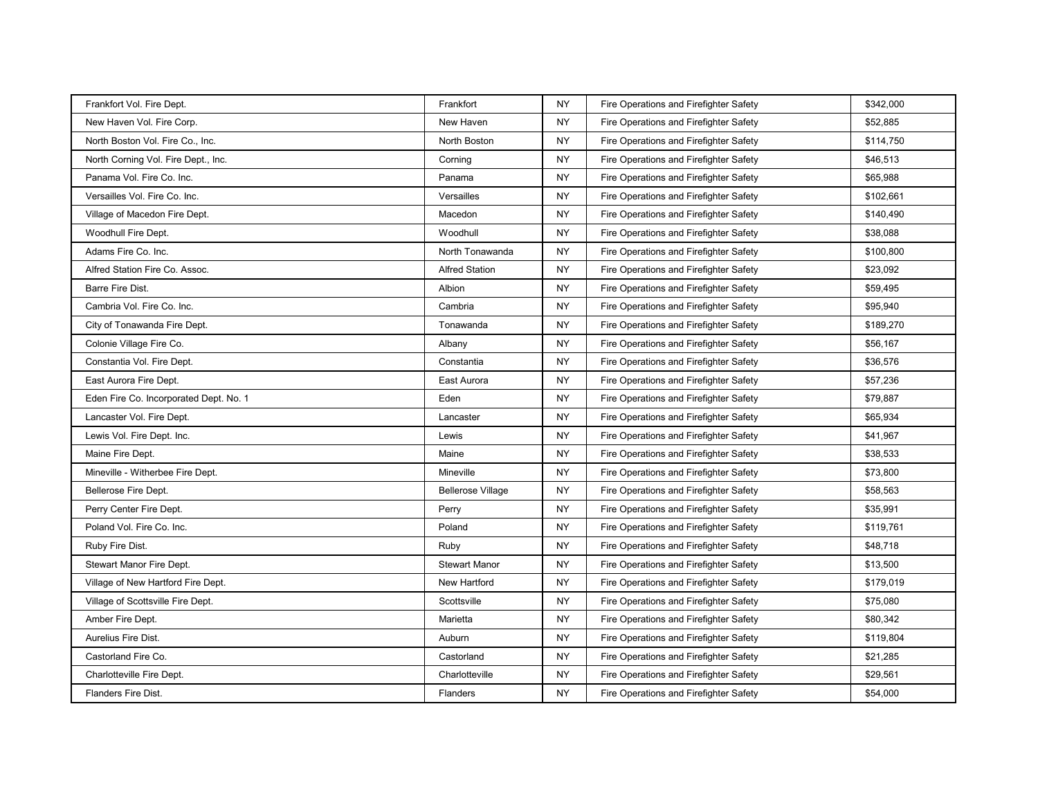| | | | | |
|---|---|---|---|---|
| Frankfort Vol. Fire Dept. | Frankfort | NY | Fire Operations and Firefighter Safety | $342,000 |
| New Haven Vol. Fire Corp. | New Haven | NY | Fire Operations and Firefighter Safety | $52,885 |
| North Boston Vol. Fire Co., Inc. | North Boston | NY | Fire Operations and Firefighter Safety | $114,750 |
| North Corning Vol. Fire Dept., Inc. | Corning | NY | Fire Operations and Firefighter Safety | $46,513 |
| Panama Vol. Fire Co. Inc. | Panama | NY | Fire Operations and Firefighter Safety | $65,988 |
| Versailles Vol. Fire Co. Inc. | Versailles | NY | Fire Operations and Firefighter Safety | $102,661 |
| Village of Macedon Fire Dept. | Macedon | NY | Fire Operations and Firefighter Safety | $140,490 |
| Woodhull Fire Dept. | Woodhull | NY | Fire Operations and Firefighter Safety | $38,088 |
| Adams Fire Co. Inc. | North Tonawanda | NY | Fire Operations and Firefighter Safety | $100,800 |
| Alfred Station Fire Co. Assoc. | Alfred Station | NY | Fire Operations and Firefighter Safety | $23,092 |
| Barre Fire Dist. | Albion | NY | Fire Operations and Firefighter Safety | $59,495 |
| Cambria Vol. Fire Co. Inc. | Cambria | NY | Fire Operations and Firefighter Safety | $95,940 |
| City of Tonawanda Fire Dept. | Tonawanda | NY | Fire Operations and Firefighter Safety | $189,270 |
| Colonie Village Fire Co. | Albany | NY | Fire Operations and Firefighter Safety | $56,167 |
| Constantia Vol. Fire Dept. | Constantia | NY | Fire Operations and Firefighter Safety | $36,576 |
| East Aurora Fire Dept. | East Aurora | NY | Fire Operations and Firefighter Safety | $57,236 |
| Eden Fire Co. Incorporated Dept. No. 1 | Eden | NY | Fire Operations and Firefighter Safety | $79,887 |
| Lancaster Vol. Fire Dept. | Lancaster | NY | Fire Operations and Firefighter Safety | $65,934 |
| Lewis Vol. Fire Dept. Inc. | Lewis | NY | Fire Operations and Firefighter Safety | $41,967 |
| Maine Fire Dept. | Maine | NY | Fire Operations and Firefighter Safety | $38,533 |
| Mineville - Witherbee Fire Dept. | Mineville | NY | Fire Operations and Firefighter Safety | $73,800 |
| Bellerose Fire Dept. | Bellerose Village | NY | Fire Operations and Firefighter Safety | $58,563 |
| Perry Center Fire Dept. | Perry | NY | Fire Operations and Firefighter Safety | $35,991 |
| Poland Vol. Fire Co. Inc. | Poland | NY | Fire Operations and Firefighter Safety | $119,761 |
| Ruby Fire Dist. | Ruby | NY | Fire Operations and Firefighter Safety | $48,718 |
| Stewart Manor Fire Dept. | Stewart Manor | NY | Fire Operations and Firefighter Safety | $13,500 |
| Village of New Hartford Fire Dept. | New Hartford | NY | Fire Operations and Firefighter Safety | $179,019 |
| Village of Scottsville Fire Dept. | Scottsville | NY | Fire Operations and Firefighter Safety | $75,080 |
| Amber Fire Dept. | Marietta | NY | Fire Operations and Firefighter Safety | $80,342 |
| Aurelius Fire Dist. | Auburn | NY | Fire Operations and Firefighter Safety | $119,804 |
| Castorland Fire Co. | Castorland | NY | Fire Operations and Firefighter Safety | $21,285 |
| Charlotteville Fire Dept. | Charlotteville | NY | Fire Operations and Firefighter Safety | $29,561 |
| Flanders Fire Dist. | Flanders | NY | Fire Operations and Firefighter Safety | $54,000 |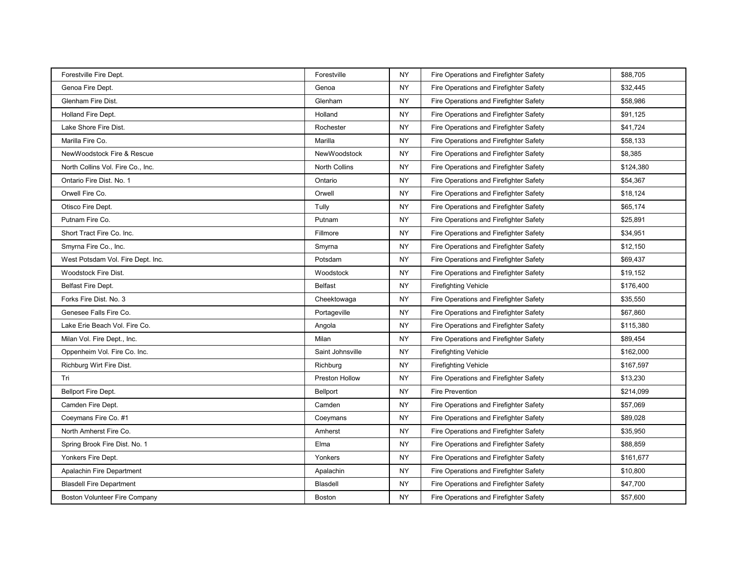| Forestville Fire Dept. | Forestville | NY | Fire Operations and Firefighter Safety | $88,705 |
|---|---|---|---|---|
| Genoa Fire Dept. | Genoa | NY | Fire Operations and Firefighter Safety | $32,445 |
| Glenham Fire Dist. | Glenham | NY | Fire Operations and Firefighter Safety | $58,986 |
| Holland Fire Dept. | Holland | NY | Fire Operations and Firefighter Safety | $91,125 |
| Lake Shore Fire Dist. | Rochester | NY | Fire Operations and Firefighter Safety | $41,724 |
| Marilla Fire Co. | Marilla | NY | Fire Operations and Firefighter Safety | $58,133 |
| NewWoodstock Fire & Rescue | NewWoodstock | NY | Fire Operations and Firefighter Safety | $8,385 |
| North Collins Vol. Fire Co., Inc. | North Collins | NY | Fire Operations and Firefighter Safety | $124,380 |
| Ontario Fire Dist. No. 1 | Ontario | NY | Fire Operations and Firefighter Safety | $54,367 |
| Orwell Fire Co. | Orwell | NY | Fire Operations and Firefighter Safety | $18,124 |
| Otisco Fire Dept. | Tully | NY | Fire Operations and Firefighter Safety | $65,174 |
| Putnam Fire Co. | Putnam | NY | Fire Operations and Firefighter Safety | $25,891 |
| Short Tract Fire Co. Inc. | Fillmore | NY | Fire Operations and Firefighter Safety | $34,951 |
| Smyrna Fire Co., Inc. | Smyrna | NY | Fire Operations and Firefighter Safety | $12,150 |
| West Potsdam Vol. Fire Dept. Inc. | Potsdam | NY | Fire Operations and Firefighter Safety | $69,437 |
| Woodstock Fire Dist. | Woodstock | NY | Fire Operations and Firefighter Safety | $19,152 |
| Belfast Fire Dept. | Belfast | NY | Firefighting Vehicle | $176,400 |
| Forks Fire Dist. No. 3 | Cheektowaga | NY | Fire Operations and Firefighter Safety | $35,550 |
| Genesee Falls Fire Co. | Portageville | NY | Fire Operations and Firefighter Safety | $67,860 |
| Lake Erie Beach Vol. Fire Co. | Angola | NY | Fire Operations and Firefighter Safety | $115,380 |
| Milan Vol. Fire Dept., Inc. | Milan | NY | Fire Operations and Firefighter Safety | $89,454 |
| Oppenheim Vol. Fire Co. Inc. | Saint Johnsville | NY | Firefighting Vehicle | $162,000 |
| Richburg Wirt Fire Dist. | Richburg | NY | Firefighting Vehicle | $167,597 |
| Tri | Preston Hollow | NY | Fire Operations and Firefighter Safety | $13,230 |
| Bellport Fire Dept. | Bellport | NY | Fire Prevention | $214,099 |
| Camden Fire Dept. | Camden | NY | Fire Operations and Firefighter Safety | $57,069 |
| Coeymans Fire Co. #1 | Coeymans | NY | Fire Operations and Firefighter Safety | $89,028 |
| North Amherst Fire Co. | Amherst | NY | Fire Operations and Firefighter Safety | $35,950 |
| Spring Brook Fire Dist. No. 1 | Elma | NY | Fire Operations and Firefighter Safety | $88,859 |
| Yonkers Fire Dept. | Yonkers | NY | Fire Operations and Firefighter Safety | $161,677 |
| Apalachin Fire Department | Apalachin | NY | Fire Operations and Firefighter Safety | $10,800 |
| Blasdell Fire Department | Blasdell | NY | Fire Operations and Firefighter Safety | $47,700 |
| Boston Volunteer Fire Company | Boston | NY | Fire Operations and Firefighter Safety | $57,600 |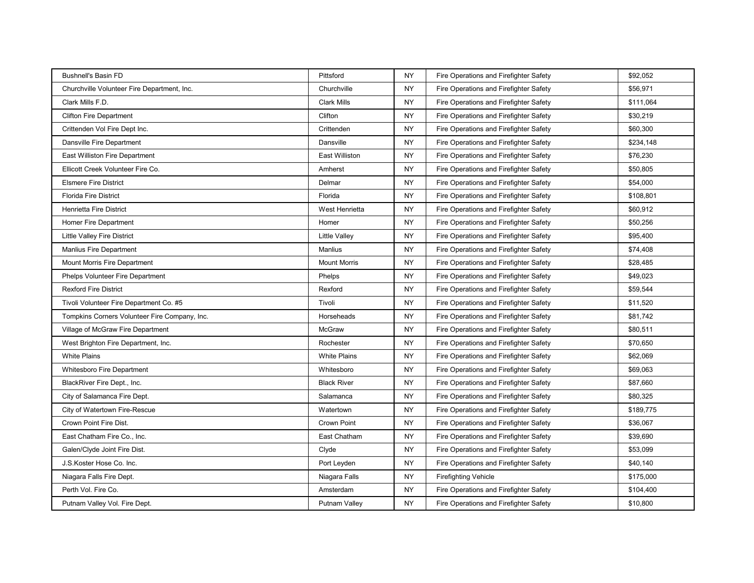| | | | | |
|---|---|---|---|---|
| Bushnell's Basin FD | Pittsford | NY | Fire Operations and Firefighter Safety | $92,052 |
| Churchville Volunteer Fire Department, Inc. | Churchville | NY | Fire Operations and Firefighter Safety | $56,971 |
| Clark Mills F.D. | Clark Mills | NY | Fire Operations and Firefighter Safety | $111,064 |
| Clifton Fire Department | Clifton | NY | Fire Operations and Firefighter Safety | $30,219 |
| Crittenden Vol Fire Dept Inc. | Crittenden | NY | Fire Operations and Firefighter Safety | $60,300 |
| Dansville Fire Department | Dansville | NY | Fire Operations and Firefighter Safety | $234,148 |
| East Williston Fire Department | East Williston | NY | Fire Operations and Firefighter Safety | $76,230 |
| Ellicott Creek Volunteer Fire Co. | Amherst | NY | Fire Operations and Firefighter Safety | $50,805 |
| Elsmere Fire District | Delmar | NY | Fire Operations and Firefighter Safety | $54,000 |
| Florida Fire District | Florida | NY | Fire Operations and Firefighter Safety | $108,801 |
| Henrietta Fire District | West Henrietta | NY | Fire Operations and Firefighter Safety | $60,912 |
| Homer Fire Department | Homer | NY | Fire Operations and Firefighter Safety | $50,256 |
| Little Valley Fire District | Little Valley | NY | Fire Operations and Firefighter Safety | $95,400 |
| Manlius Fire Department | Manlius | NY | Fire Operations and Firefighter Safety | $74,408 |
| Mount Morris Fire Department | Mount Morris | NY | Fire Operations and Firefighter Safety | $28,485 |
| Phelps Volunteer Fire Department | Phelps | NY | Fire Operations and Firefighter Safety | $49,023 |
| Rexford Fire District | Rexford | NY | Fire Operations and Firefighter Safety | $59,544 |
| Tivoli Volunteer Fire Department Co. #5 | Tivoli | NY | Fire Operations and Firefighter Safety | $11,520 |
| Tompkins Corners Volunteer Fire Company, Inc. | Horseheads | NY | Fire Operations and Firefighter Safety | $81,742 |
| Village of McGraw Fire Department | McGraw | NY | Fire Operations and Firefighter Safety | $80,511 |
| West Brighton Fire Department, Inc. | Rochester | NY | Fire Operations and Firefighter Safety | $70,650 |
| White Plains | White Plains | NY | Fire Operations and Firefighter Safety | $62,069 |
| Whitesboro Fire Department | Whitesboro | NY | Fire Operations and Firefighter Safety | $69,063 |
| BlackRiver Fire Dept., Inc. | Black River | NY | Fire Operations and Firefighter Safety | $87,660 |
| City of Salamanca Fire Dept. | Salamanca | NY | Fire Operations and Firefighter Safety | $80,325 |
| City of Watertown Fire-Rescue | Watertown | NY | Fire Operations and Firefighter Safety | $189,775 |
| Crown Point Fire Dist. | Crown Point | NY | Fire Operations and Firefighter Safety | $36,067 |
| East Chatham Fire Co., Inc. | East Chatham | NY | Fire Operations and Firefighter Safety | $39,690 |
| Galen/Clyde Joint Fire Dist. | Clyde | NY | Fire Operations and Firefighter Safety | $53,099 |
| J.S.Koster Hose Co. Inc. | Port Leyden | NY | Fire Operations and Firefighter Safety | $40,140 |
| Niagara Falls Fire Dept. | Niagara Falls | NY | Firefighting Vehicle | $175,000 |
| Perth Vol. Fire Co. | Amsterdam | NY | Fire Operations and Firefighter Safety | $104,400 |
| Putnam Valley Vol. Fire Dept. | Putnam Valley | NY | Fire Operations and Firefighter Safety | $10,800 |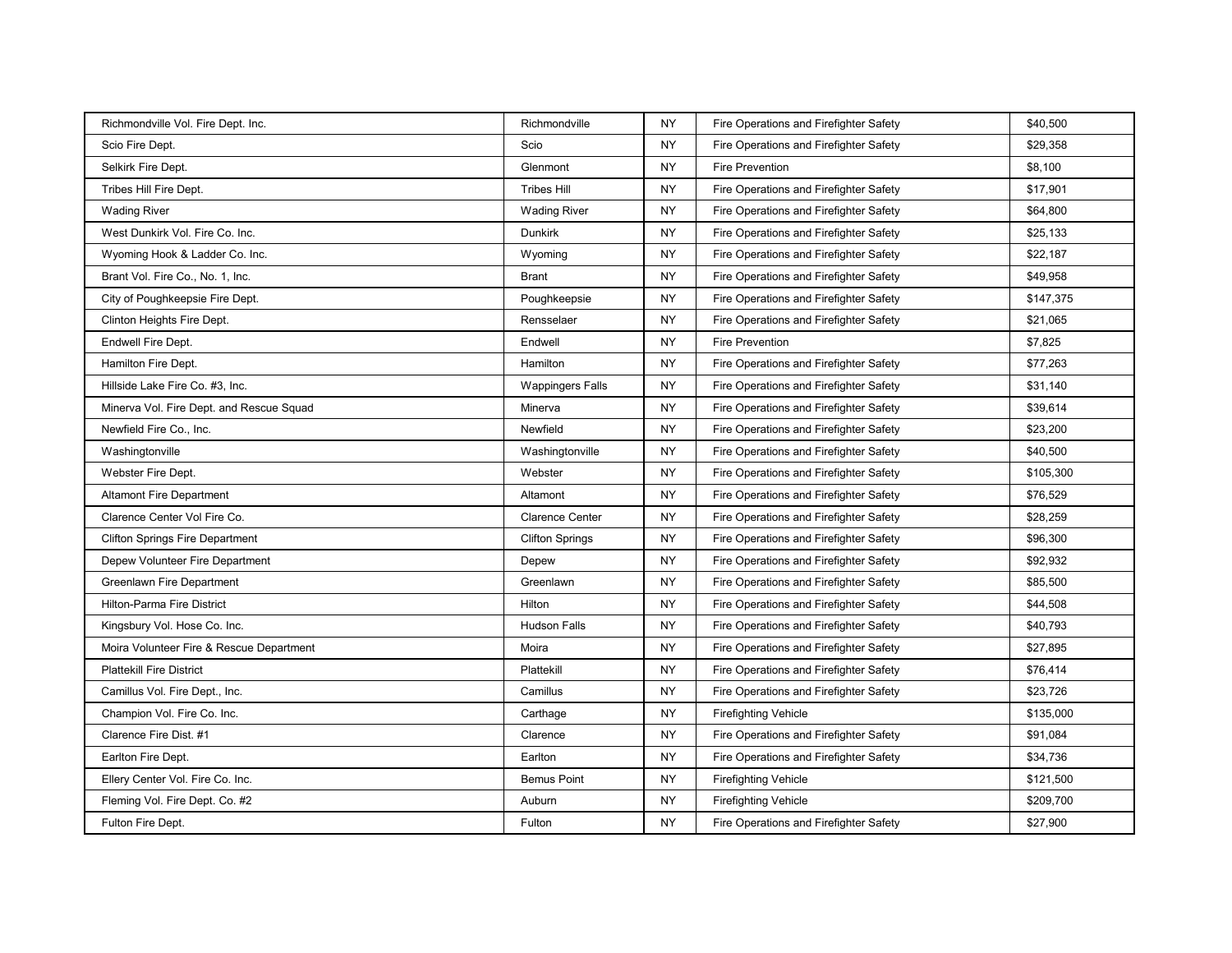| Richmondville Vol. Fire Dept. Inc. | Richmondville | NY | Fire Operations and Firefighter Safety | $40,500 |
|---|---|---|---|---|
| Scio Fire Dept. | Scio | NY | Fire Operations and Firefighter Safety | $29,358 |
| Selkirk Fire Dept. | Glenmont | NY | Fire Prevention | $8,100 |
| Tribes Hill Fire Dept. | Tribes Hill | NY | Fire Operations and Firefighter Safety | $17,901 |
| Wading River | Wading River | NY | Fire Operations and Firefighter Safety | $64,800 |
| West Dunkirk Vol. Fire Co. Inc. | Dunkirk | NY | Fire Operations and Firefighter Safety | $25,133 |
| Wyoming Hook & Ladder Co. Inc. | Wyoming | NY | Fire Operations and Firefighter Safety | $22,187 |
| Brant Vol. Fire Co., No. 1, Inc. | Brant | NY | Fire Operations and Firefighter Safety | $49,958 |
| City of Poughkeepsie Fire Dept. | Poughkeepsie | NY | Fire Operations and Firefighter Safety | $147,375 |
| Clinton Heights Fire Dept. | Rensselaer | NY | Fire Operations and Firefighter Safety | $21,065 |
| Endwell Fire Dept. | Endwell | NY | Fire Prevention | $7,825 |
| Hamilton Fire Dept. | Hamilton | NY | Fire Operations and Firefighter Safety | $77,263 |
| Hillside Lake Fire Co. #3, Inc. | Wappingers Falls | NY | Fire Operations and Firefighter Safety | $31,140 |
| Minerva Vol. Fire Dept. and Rescue Squad | Minerva | NY | Fire Operations and Firefighter Safety | $39,614 |
| Newfield Fire Co., Inc. | Newfield | NY | Fire Operations and Firefighter Safety | $23,200 |
| Washingtonville | Washingtonville | NY | Fire Operations and Firefighter Safety | $40,500 |
| Webster Fire Dept. | Webster | NY | Fire Operations and Firefighter Safety | $105,300 |
| Altamont Fire Department | Altamont | NY | Fire Operations and Firefighter Safety | $76,529 |
| Clarence Center Vol Fire Co. | Clarence Center | NY | Fire Operations and Firefighter Safety | $28,259 |
| Clifton Springs Fire Department | Clifton Springs | NY | Fire Operations and Firefighter Safety | $96,300 |
| Depew Volunteer Fire Department | Depew | NY | Fire Operations and Firefighter Safety | $92,932 |
| Greenlawn Fire Department | Greenlawn | NY | Fire Operations and Firefighter Safety | $85,500 |
| Hilton-Parma Fire District | Hilton | NY | Fire Operations and Firefighter Safety | $44,508 |
| Kingsbury Vol. Hose Co. Inc. | Hudson Falls | NY | Fire Operations and Firefighter Safety | $40,793 |
| Moira Volunteer Fire & Rescue Department | Moira | NY | Fire Operations and Firefighter Safety | $27,895 |
| Plattekill Fire District | Plattekill | NY | Fire Operations and Firefighter Safety | $76,414 |
| Camillus Vol. Fire Dept., Inc. | Camillus | NY | Fire Operations and Firefighter Safety | $23,726 |
| Champion Vol. Fire Co. Inc. | Carthage | NY | Firefighting Vehicle | $135,000 |
| Clarence Fire Dist. #1 | Clarence | NY | Fire Operations and Firefighter Safety | $91,084 |
| Earlton Fire Dept. | Earlton | NY | Fire Operations and Firefighter Safety | $34,736 |
| Ellery Center Vol. Fire Co. Inc. | Bemus Point | NY | Firefighting Vehicle | $121,500 |
| Fleming Vol. Fire Dept. Co. #2 | Auburn | NY | Firefighting Vehicle | $209,700 |
| Fulton Fire Dept. | Fulton | NY | Fire Operations and Firefighter Safety | $27,900 |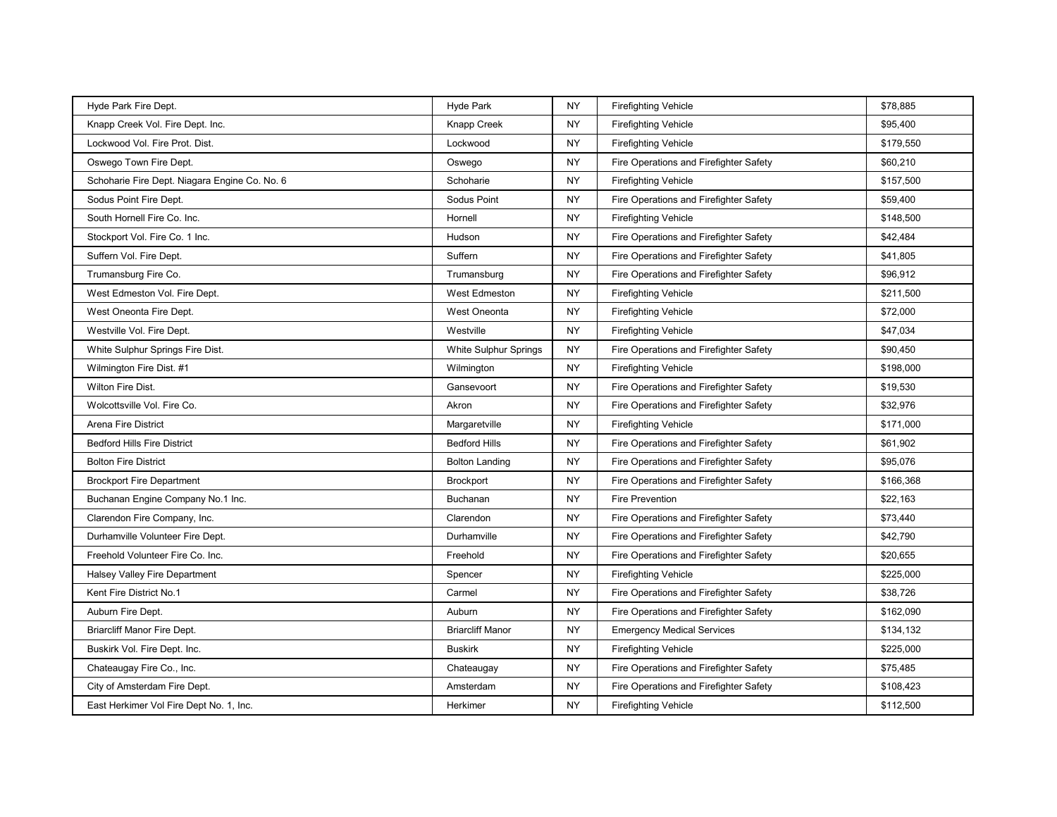| | | | | |
|---|---|---|---|---|
| Hyde Park Fire Dept. | Hyde Park | NY | Firefighting Vehicle | $78,885 |
| Knapp Creek Vol. Fire Dept. Inc. | Knapp Creek | NY | Firefighting Vehicle | $95,400 |
| Lockwood Vol. Fire Prot. Dist. | Lockwood | NY | Firefighting Vehicle | $179,550 |
| Oswego Town Fire Dept. | Oswego | NY | Fire Operations and Firefighter Safety | $60,210 |
| Schoharie Fire Dept. Niagara Engine Co. No. 6 | Schoharie | NY | Firefighting Vehicle | $157,500 |
| Sodus Point Fire Dept. | Sodus Point | NY | Fire Operations and Firefighter Safety | $59,400 |
| South Hornell Fire Co. Inc. | Hornell | NY | Firefighting Vehicle | $148,500 |
| Stockport Vol. Fire Co. 1 Inc. | Hudson | NY | Fire Operations and Firefighter Safety | $42,484 |
| Suffern Vol. Fire Dept. | Suffern | NY | Fire Operations and Firefighter Safety | $41,805 |
| Trumansburg Fire Co. | Trumansburg | NY | Fire Operations and Firefighter Safety | $96,912 |
| West Edmeston Vol. Fire Dept. | West Edmeston | NY | Firefighting Vehicle | $211,500 |
| West Oneonta Fire Dept. | West Oneonta | NY | Firefighting Vehicle | $72,000 |
| Westville Vol. Fire Dept. | Westville | NY | Firefighting Vehicle | $47,034 |
| White Sulphur Springs Fire Dist. | White Sulphur Springs | NY | Fire Operations and Firefighter Safety | $90,450 |
| Wilmington Fire Dist. #1 | Wilmington | NY | Firefighting Vehicle | $198,000 |
| Wilton Fire Dist. | Gansevoort | NY | Fire Operations and Firefighter Safety | $19,530 |
| Wolcottsville Vol. Fire Co. | Akron | NY | Fire Operations and Firefighter Safety | $32,976 |
| Arena Fire District | Margaretville | NY | Firefighting Vehicle | $171,000 |
| Bedford Hills Fire District | Bedford Hills | NY | Fire Operations and Firefighter Safety | $61,902 |
| Bolton Fire District | Bolton Landing | NY | Fire Operations and Firefighter Safety | $95,076 |
| Brockport Fire Department | Brockport | NY | Fire Operations and Firefighter Safety | $166,368 |
| Buchanan Engine Company No.1 Inc. | Buchanan | NY | Fire Prevention | $22,163 |
| Clarendon Fire Company, Inc. | Clarendon | NY | Fire Operations and Firefighter Safety | $73,440 |
| Durhamville Volunteer Fire Dept. | Durhamville | NY | Fire Operations and Firefighter Safety | $42,790 |
| Freehold Volunteer Fire Co. Inc. | Freehold | NY | Fire Operations and Firefighter Safety | $20,655 |
| Halsey Valley Fire Department | Spencer | NY | Firefighting Vehicle | $225,000 |
| Kent Fire District No.1 | Carmel | NY | Fire Operations and Firefighter Safety | $38,726 |
| Auburn Fire Dept. | Auburn | NY | Fire Operations and Firefighter Safety | $162,090 |
| Briarcliff Manor Fire Dept. | Briarcliff Manor | NY | Emergency Medical Services | $134,132 |
| Buskirk Vol. Fire Dept. Inc. | Buskirk | NY | Firefighting Vehicle | $225,000 |
| Chateaugay Fire Co., Inc. | Chateaugay | NY | Fire Operations and Firefighter Safety | $75,485 |
| City of Amsterdam Fire Dept. | Amsterdam | NY | Fire Operations and Firefighter Safety | $108,423 |
| East Herkimer Vol Fire Dept No. 1, Inc. | Herkimer | NY | Firefighting Vehicle | $112,500 |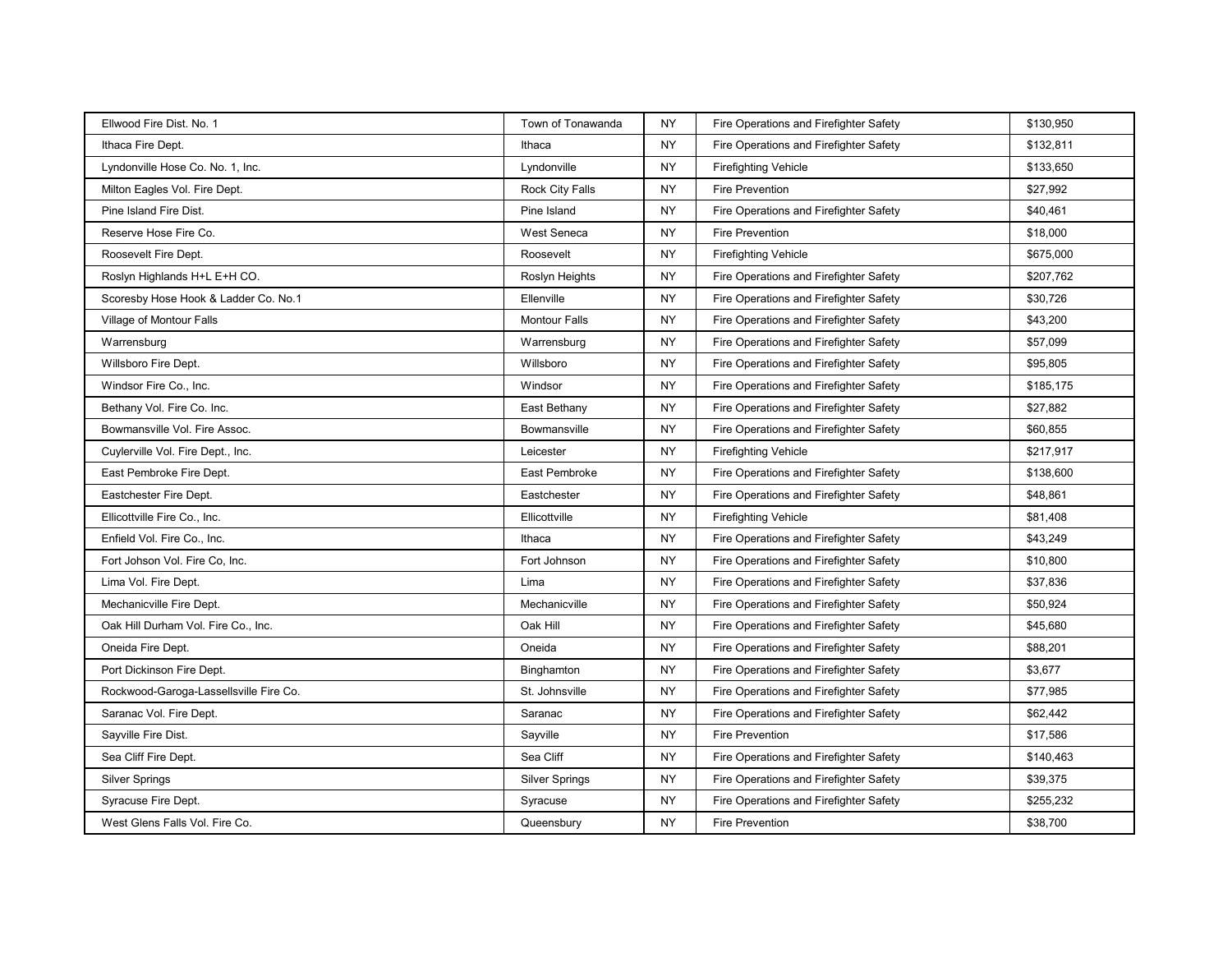| | | | | |
|---|---|---|---|---|
| Ellwood Fire Dist. No. 1 | Town of Tonawanda | NY | Fire Operations and Firefighter Safety | $130,950 |
| Ithaca Fire Dept. | Ithaca | NY | Fire Operations and Firefighter Safety | $132,811 |
| Lyndonville Hose Co. No. 1, Inc. | Lyndonville | NY | Firefighting Vehicle | $133,650 |
| Milton Eagles Vol. Fire Dept. | Rock City Falls | NY | Fire Prevention | $27,992 |
| Pine Island Fire Dist. | Pine Island | NY | Fire Operations and Firefighter Safety | $40,461 |
| Reserve Hose Fire Co. | West Seneca | NY | Fire Prevention | $18,000 |
| Roosevelt Fire Dept. | Roosevelt | NY | Firefighting Vehicle | $675,000 |
| Roslyn Highlands H+L E+H CO. | Roslyn Heights | NY | Fire Operations and Firefighter Safety | $207,762 |
| Scoresby Hose Hook & Ladder Co. No.1 | Ellenville | NY | Fire Operations and Firefighter Safety | $30,726 |
| Village of Montour Falls | Montour Falls | NY | Fire Operations and Firefighter Safety | $43,200 |
| Warrensburg | Warrensburg | NY | Fire Operations and Firefighter Safety | $57,099 |
| Willsboro Fire Dept. | Willsboro | NY | Fire Operations and Firefighter Safety | $95,805 |
| Windsor Fire Co., Inc. | Windsor | NY | Fire Operations and Firefighter Safety | $185,175 |
| Bethany Vol. Fire Co. Inc. | East Bethany | NY | Fire Operations and Firefighter Safety | $27,882 |
| Bowmansville Vol. Fire Assoc. | Bowmansville | NY | Fire Operations and Firefighter Safety | $60,855 |
| Cuylerville Vol. Fire Dept., Inc. | Leicester | NY | Firefighting Vehicle | $217,917 |
| East Pembroke Fire Dept. | East Pembroke | NY | Fire Operations and Firefighter Safety | $138,600 |
| Eastchester Fire Dept. | Eastchester | NY | Fire Operations and Firefighter Safety | $48,861 |
| Ellicottville Fire Co., Inc. | Ellicottville | NY | Firefighting Vehicle | $81,408 |
| Enfield Vol. Fire Co., Inc. | Ithaca | NY | Fire Operations and Firefighter Safety | $43,249 |
| Fort Johson Vol. Fire Co, Inc. | Fort Johnson | NY | Fire Operations and Firefighter Safety | $10,800 |
| Lima Vol. Fire Dept. | Lima | NY | Fire Operations and Firefighter Safety | $37,836 |
| Mechanicville Fire Dept. | Mechanicville | NY | Fire Operations and Firefighter Safety | $50,924 |
| Oak Hill Durham Vol. Fire Co., Inc. | Oak Hill | NY | Fire Operations and Firefighter Safety | $45,680 |
| Oneida Fire Dept. | Oneida | NY | Fire Operations and Firefighter Safety | $88,201 |
| Port Dickinson Fire Dept. | Binghamton | NY | Fire Operations and Firefighter Safety | $3,677 |
| Rockwood-Garoga-Lassellsville Fire Co. | St. Johnsville | NY | Fire Operations and Firefighter Safety | $77,985 |
| Saranac Vol. Fire Dept. | Saranac | NY | Fire Operations and Firefighter Safety | $62,442 |
| Sayville Fire Dist. | Sayville | NY | Fire Prevention | $17,586 |
| Sea Cliff Fire Dept. | Sea Cliff | NY | Fire Operations and Firefighter Safety | $140,463 |
| Silver Springs | Silver Springs | NY | Fire Operations and Firefighter Safety | $39,375 |
| Syracuse Fire Dept. | Syracuse | NY | Fire Operations and Firefighter Safety | $255,232 |
| West Glens Falls Vol. Fire Co. | Queensbury | NY | Fire Prevention | $38,700 |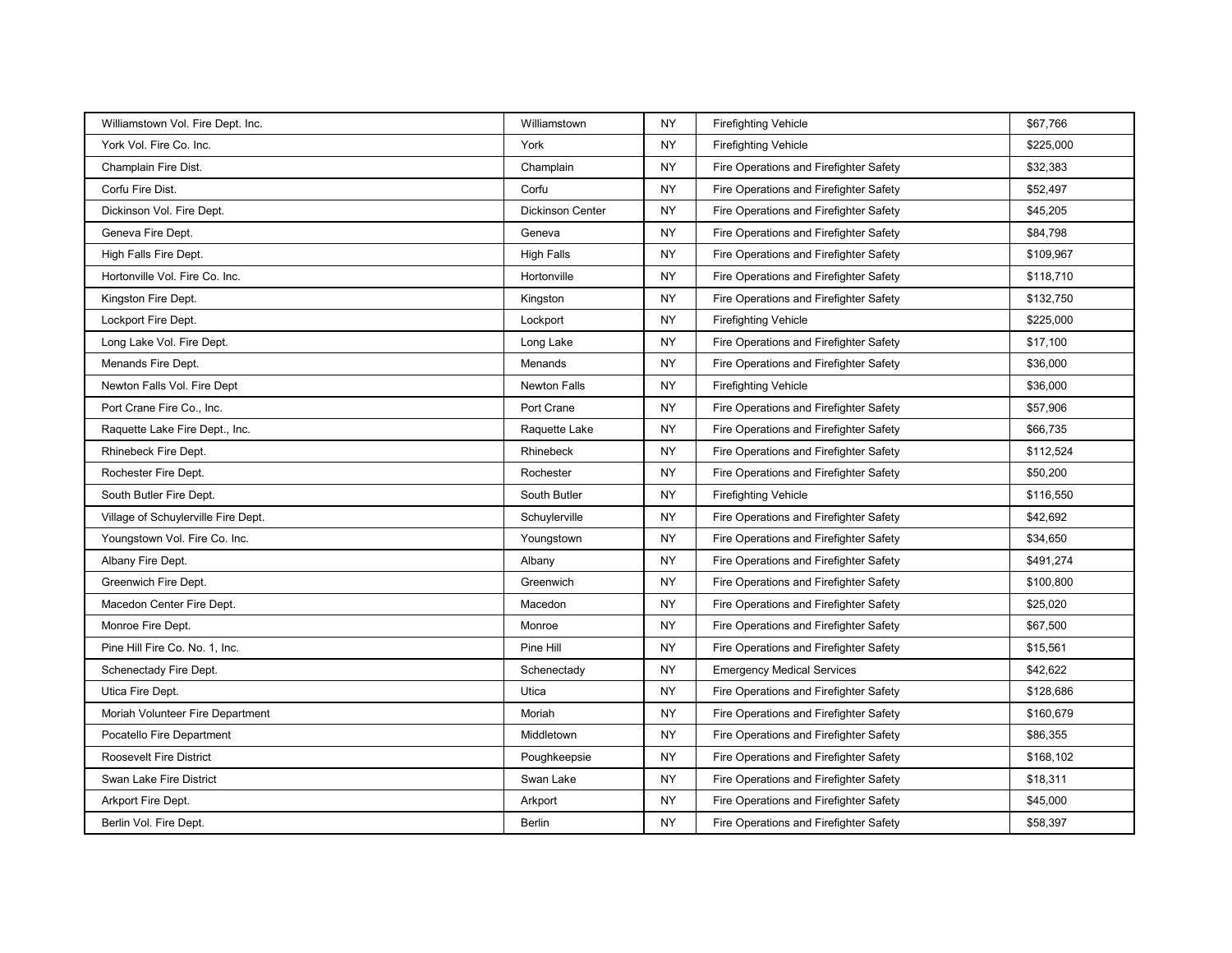| | | | | |
|---|---|---|---|---|
| Williamstown Vol. Fire Dept. Inc. | Williamstown | NY | Firefighting Vehicle | $67,766 |
| York Vol. Fire Co. Inc. | York | NY | Firefighting Vehicle | $225,000 |
| Champlain Fire Dist. | Champlain | NY | Fire Operations and Firefighter Safety | $32,383 |
| Corfu Fire Dist. | Corfu | NY | Fire Operations and Firefighter Safety | $52,497 |
| Dickinson Vol. Fire Dept. | Dickinson Center | NY | Fire Operations and Firefighter Safety | $45,205 |
| Geneva Fire Dept. | Geneva | NY | Fire Operations and Firefighter Safety | $84,798 |
| High Falls Fire Dept. | High Falls | NY | Fire Operations and Firefighter Safety | $109,967 |
| Hortonville Vol. Fire Co. Inc. | Hortonville | NY | Fire Operations and Firefighter Safety | $118,710 |
| Kingston Fire Dept. | Kingston | NY | Fire Operations and Firefighter Safety | $132,750 |
| Lockport Fire Dept. | Lockport | NY | Firefighting Vehicle | $225,000 |
| Long Lake Vol. Fire Dept. | Long Lake | NY | Fire Operations and Firefighter Safety | $17,100 |
| Menands Fire Dept. | Menands | NY | Fire Operations and Firefighter Safety | $36,000 |
| Newton Falls Vol. Fire Dept | Newton Falls | NY | Firefighting Vehicle | $36,000 |
| Port Crane Fire Co., Inc. | Port Crane | NY | Fire Operations and Firefighter Safety | $57,906 |
| Raquette Lake Fire Dept., Inc. | Raquette Lake | NY | Fire Operations and Firefighter Safety | $66,735 |
| Rhinebeck Fire Dept. | Rhinebeck | NY | Fire Operations and Firefighter Safety | $112,524 |
| Rochester Fire Dept. | Rochester | NY | Fire Operations and Firefighter Safety | $50,200 |
| South Butler Fire Dept. | South Butler | NY | Firefighting Vehicle | $116,550 |
| Village of Schuylerville Fire Dept. | Schuylerville | NY | Fire Operations and Firefighter Safety | $42,692 |
| Youngstown Vol. Fire Co. Inc. | Youngstown | NY | Fire Operations and Firefighter Safety | $34,650 |
| Albany Fire Dept. | Albany | NY | Fire Operations and Firefighter Safety | $491,274 |
| Greenwich Fire Dept. | Greenwich | NY | Fire Operations and Firefighter Safety | $100,800 |
| Macedon Center Fire Dept. | Macedon | NY | Fire Operations and Firefighter Safety | $25,020 |
| Monroe Fire Dept. | Monroe | NY | Fire Operations and Firefighter Safety | $67,500 |
| Pine Hill Fire Co. No. 1, Inc. | Pine Hill | NY | Fire Operations and Firefighter Safety | $15,561 |
| Schenectady Fire Dept. | Schenectady | NY | Emergency Medical Services | $42,622 |
| Utica Fire Dept. | Utica | NY | Fire Operations and Firefighter Safety | $128,686 |
| Moriah Volunteer Fire Department | Moriah | NY | Fire Operations and Firefighter Safety | $160,679 |
| Pocatello Fire Department | Middletown | NY | Fire Operations and Firefighter Safety | $86,355 |
| Roosevelt Fire District | Poughkeepsie | NY | Fire Operations and Firefighter Safety | $168,102 |
| Swan Lake Fire District | Swan Lake | NY | Fire Operations and Firefighter Safety | $18,311 |
| Arkport Fire Dept. | Arkport | NY | Fire Operations and Firefighter Safety | $45,000 |
| Berlin Vol. Fire Dept. | Berlin | NY | Fire Operations and Firefighter Safety | $58,397 |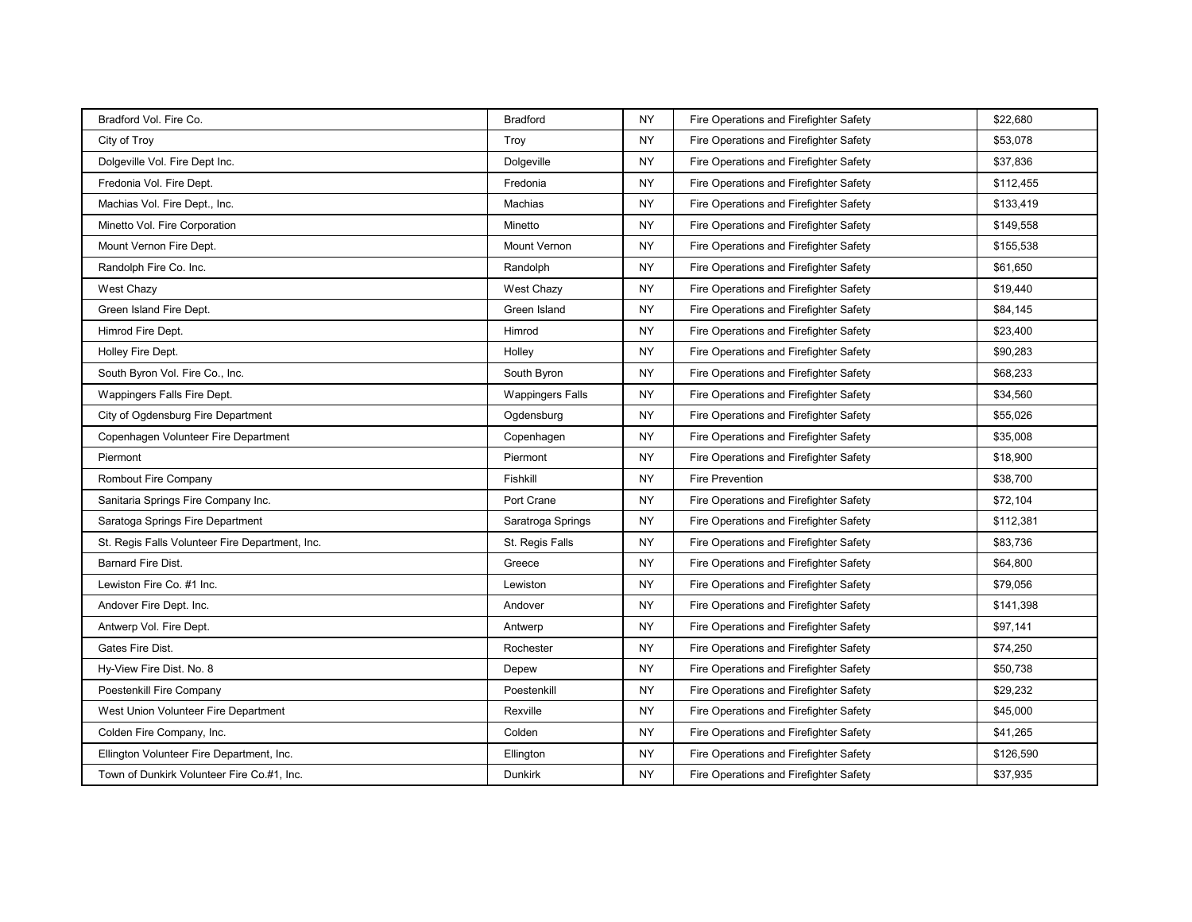| | | | | |
|---|---|---|---|---|
| Bradford Vol. Fire Co. | Bradford | NY | Fire Operations and Firefighter Safety | $22,680 |
| City of Troy | Troy | NY | Fire Operations and Firefighter Safety | $53,078 |
| Dolgeville Vol. Fire Dept Inc. | Dolgeville | NY | Fire Operations and Firefighter Safety | $37,836 |
| Fredonia Vol. Fire Dept. | Fredonia | NY | Fire Operations and Firefighter Safety | $112,455 |
| Machias Vol. Fire Dept., Inc. | Machias | NY | Fire Operations and Firefighter Safety | $133,419 |
| Minetto Vol. Fire Corporation | Minetto | NY | Fire Operations and Firefighter Safety | $149,558 |
| Mount Vernon Fire Dept. | Mount Vernon | NY | Fire Operations and Firefighter Safety | $155,538 |
| Randolph Fire Co. Inc. | Randolph | NY | Fire Operations and Firefighter Safety | $61,650 |
| West Chazy | West Chazy | NY | Fire Operations and Firefighter Safety | $19,440 |
| Green Island Fire Dept. | Green Island | NY | Fire Operations and Firefighter Safety | $84,145 |
| Himrod Fire Dept. | Himrod | NY | Fire Operations and Firefighter Safety | $23,400 |
| Holley Fire Dept. | Holley | NY | Fire Operations and Firefighter Safety | $90,283 |
| South Byron Vol. Fire Co., Inc. | South Byron | NY | Fire Operations and Firefighter Safety | $68,233 |
| Wappingers Falls Fire Dept. | Wappingers Falls | NY | Fire Operations and Firefighter Safety | $34,560 |
| City of Ogdensburg Fire Department | Ogdensburg | NY | Fire Operations and Firefighter Safety | $55,026 |
| Copenhagen Volunteer Fire Department | Copenhagen | NY | Fire Operations and Firefighter Safety | $35,008 |
| Piermont | Piermont | NY | Fire Operations and Firefighter Safety | $18,900 |
| Rombout Fire Company | Fishkill | NY | Fire Prevention | $38,700 |
| Sanitaria Springs Fire Company Inc. | Port Crane | NY | Fire Operations and Firefighter Safety | $72,104 |
| Saratoga Springs Fire Department | Saratroga Springs | NY | Fire Operations and Firefighter Safety | $112,381 |
| St. Regis Falls Volunteer Fire Department, Inc. | St. Regis Falls | NY | Fire Operations and Firefighter Safety | $83,736 |
| Barnard Fire Dist. | Greece | NY | Fire Operations and Firefighter Safety | $64,800 |
| Lewiston Fire Co. #1 Inc. | Lewiston | NY | Fire Operations and Firefighter Safety | $79,056 |
| Andover Fire Dept. Inc. | Andover | NY | Fire Operations and Firefighter Safety | $141,398 |
| Antwerp Vol. Fire Dept. | Antwerp | NY | Fire Operations and Firefighter Safety | $97,141 |
| Gates Fire Dist. | Rochester | NY | Fire Operations and Firefighter Safety | $74,250 |
| Hy-View Fire Dist. No. 8 | Depew | NY | Fire Operations and Firefighter Safety | $50,738 |
| Poestenkill Fire Company | Poestenkill | NY | Fire Operations and Firefighter Safety | $29,232 |
| West Union Volunteer Fire Department | Rexville | NY | Fire Operations and Firefighter Safety | $45,000 |
| Colden Fire Company, Inc. | Colden | NY | Fire Operations and Firefighter Safety | $41,265 |
| Ellington Volunteer Fire Department, Inc. | Ellington | NY | Fire Operations and Firefighter Safety | $126,590 |
| Town of Dunkirk Volunteer Fire Co.#1, Inc. | Dunkirk | NY | Fire Operations and Firefighter Safety | $37,935 |